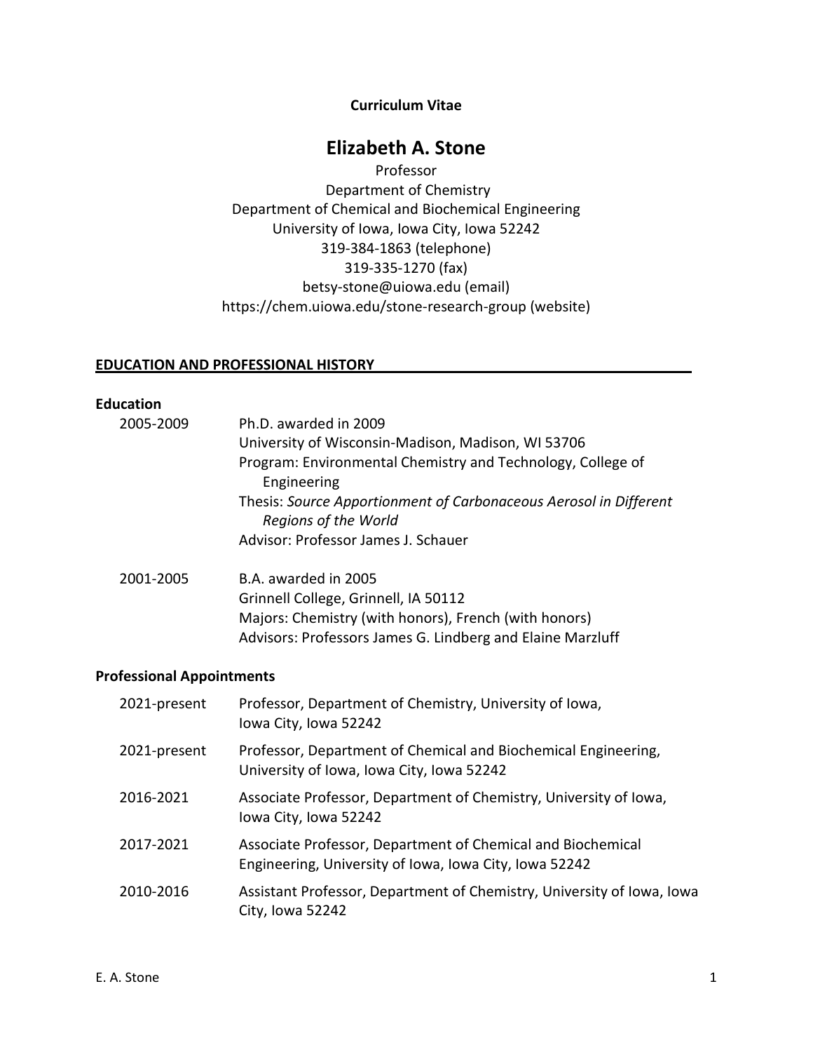**Curriculum Vitae**

# Elizabeth A. Stone

Professor
Department of Chemistry
Department of Chemical and Biochemical Engineering
University of Iowa, Iowa City, Iowa 52242
319-384-1863 (telephone)
319-335-1270 (fax)
betsy-stone@uiowa.edu (email)
https://chem.uiowa.edu/stone-research-group (website)

## EDUCATION AND PROFESSIONAL HISTORY

### Education

**2005-2009**
Ph.D. awarded in 2009
University of Wisconsin-Madison, Madison, WI 53706
Program: Environmental Chemistry and Technology, College of Engineering
Thesis: *Source Apportionment of Carbonaceous Aerosol in Different Regions of the World*
Advisor: Professor James J. Schauer

**2001-2005**
B.A. awarded in 2005
Grinnell College, Grinnell, IA 50112
Majors: Chemistry (with honors), French (with honors)
Advisors: Professors James G. Lindberg and Elaine Marzluff

### Professional Appointments

| | |
|---|---|
| 2021-present | Professor, Department of Chemistry, University of Iowa, Iowa City, Iowa 52242 |
| 2021-present | Professor, Department of Chemical and Biochemical Engineering, University of Iowa, Iowa City, Iowa 52242 |
| 2016-2021 | Associate Professor, Department of Chemistry, University of Iowa, Iowa City, Iowa 52242 |
| 2017-2021 | Associate Professor, Department of Chemical and Biochemical Engineering, University of Iowa, Iowa City, Iowa 52242 |
| 2010-2016 | Assistant Professor, Department of Chemistry, University of Iowa, Iowa City, Iowa 52242 |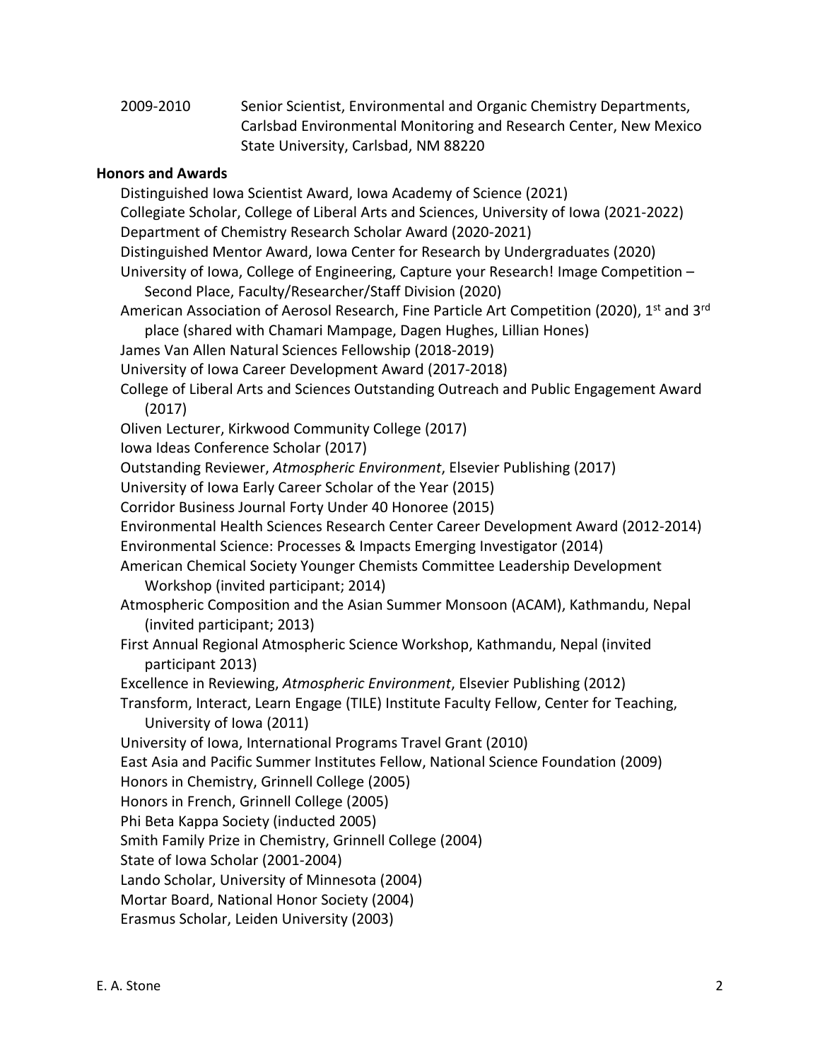2009-2010 Senior Scientist, Environmental and Organic Chemistry Departments, Carlsbad Environmental Monitoring and Research Center, New Mexico State University, Carlsbad, NM 88220

**Honors and Awards**

Distinguished Iowa Scientist Award, Iowa Academy of Science (2021)
Collegiate Scholar, College of Liberal Arts and Sciences, University of Iowa (2021-2022)
Department of Chemistry Research Scholar Award (2020-2021)
Distinguished Mentor Award, Iowa Center for Research by Undergraduates (2020)
University of Iowa, College of Engineering, Capture your Research! Image Competition – Second Place, Faculty/Researcher/Staff Division (2020)
American Association of Aerosol Research, Fine Particle Art Competition (2020), 1st and 3rd place (shared with Chamari Mampage, Dagen Hughes, Lillian Hones)
James Van Allen Natural Sciences Fellowship (2018-2019)
University of Iowa Career Development Award (2017-2018)
College of Liberal Arts and Sciences Outstanding Outreach and Public Engagement Award (2017)
Oliven Lecturer, Kirkwood Community College (2017)
Iowa Ideas Conference Scholar (2017)
Outstanding Reviewer, *Atmospheric Environment*, Elsevier Publishing (2017)
University of Iowa Early Career Scholar of the Year (2015)
Corridor Business Journal Forty Under 40 Honoree (2015)
Environmental Health Sciences Research Center Career Development Award (2012-2014)
Environmental Science: Processes & Impacts Emerging Investigator (2014)
American Chemical Society Younger Chemists Committee Leadership Development Workshop (invited participant; 2014)
Atmospheric Composition and the Asian Summer Monsoon (ACAM), Kathmandu, Nepal (invited participant; 2013)
First Annual Regional Atmospheric Science Workshop, Kathmandu, Nepal (invited participant 2013)
Excellence in Reviewing, *Atmospheric Environment*, Elsevier Publishing (2012)
Transform, Interact, Learn Engage (TILE) Institute Faculty Fellow, Center for Teaching, University of Iowa (2011)
University of Iowa, International Programs Travel Grant (2010)
East Asia and Pacific Summer Institutes Fellow, National Science Foundation (2009)
Honors in Chemistry, Grinnell College (2005)
Honors in French, Grinnell College (2005)
Phi Beta Kappa Society (inducted 2005)
Smith Family Prize in Chemistry, Grinnell College (2004)
State of Iowa Scholar (2001-2004)
Lando Scholar, University of Minnesota (2004)
Mortar Board, National Honor Society (2004)
Erasmus Scholar, Leiden University (2003)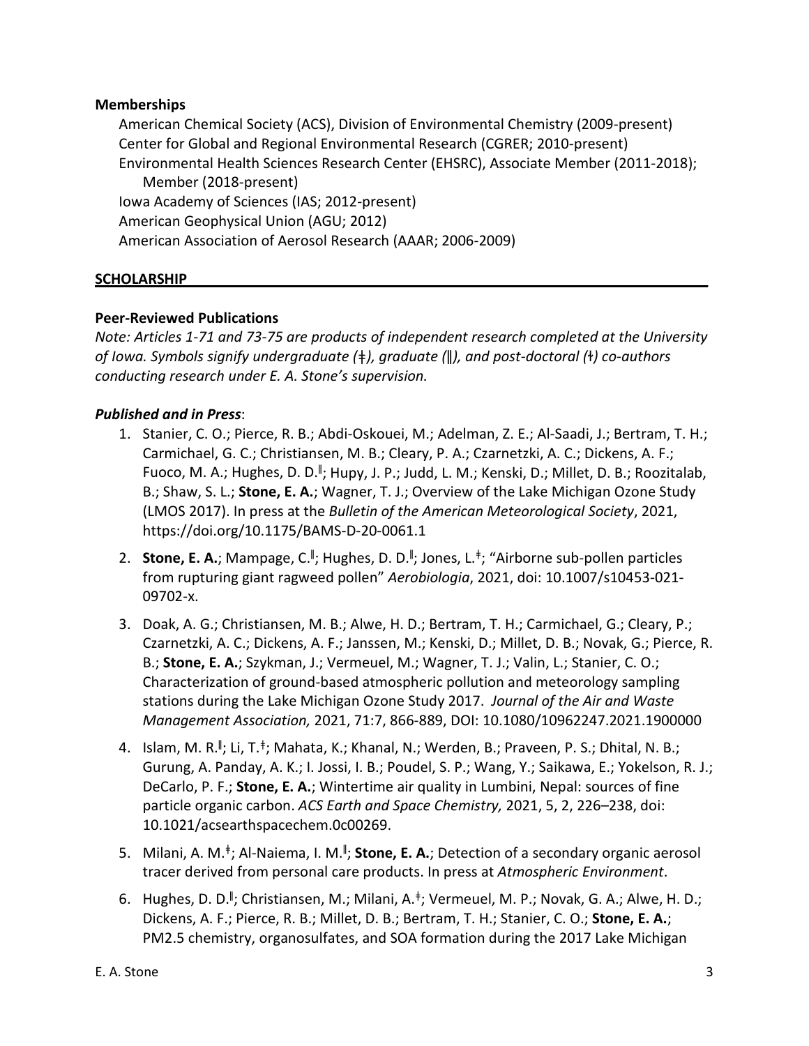**Memberships**

American Chemical Society (ACS), Division of Environmental Chemistry (2009-present)
Center for Global and Regional Environmental Research (CGRER; 2010-present)
Environmental Health Sciences Research Center (EHSRC), Associate Member (2011-2018); Member (2018-present)
Iowa Academy of Sciences (IAS; 2012-present)
American Geophysical Union (AGU; 2012)
American Association of Aerosol Research (AAAR; 2006-2009)

## SCHOLARSHIP

### Peer-Reviewed Publications

*Note: Articles 1-71 and 73-75 are products of independent research completed at the University of Iowa. Symbols signify undergraduate (ǂ), graduate (ǁ), and post-doctoral (ƚ) co-authors conducting research under E. A. Stone's supervision.*

#### *Published and in Press*:

1. Stanier, C. O.; Pierce, R. B.; Abdi-Oskouei, M.; Adelman, Z. E.; Al-Saadi, J.; Bertram, T. H.; Carmichael, G. C.; Christiansen, M. B.; Cleary, P. A.; Czarnetzki, A. C.; Dickens, A. F.; Fuoco, M. A.; Hughes, D. D.ǁ; Hupy, J. P.; Judd, L. M.; Kenski, D.; Millet, D. B.; Roozitalab, B.; Shaw, S. L.; **Stone, E. A.**; Wagner, T. J.; Overview of the Lake Michigan Ozone Study (LMOS 2017). In press at the *Bulletin of the American Meteorological Society*, 2021, https://doi.org/10.1175/BAMS-D-20-0061.1
2. **Stone, E. A.**; Mampage, C.ǁ; Hughes, D. D.ǁ; Jones, L.ǂ; "Airborne sub-pollen particles from rupturing giant ragweed pollen" *Aerobiologia*, 2021, doi: 10.1007/s10453-021-09702-x.
3. Doak, A. G.; Christiansen, M. B.; Alwe, H. D.; Bertram, T. H.; Carmichael, G.; Cleary, P.; Czarnetzki, A. C.; Dickens, A. F.; Janssen, M.; Kenski, D.; Millet, D. B.; Novak, G.; Pierce, R. B.; **Stone, E. A.**; Szykman, J.; Vermeuel, M.; Wagner, T. J.; Valin, L.; Stanier, C. O.; Characterization of ground-based atmospheric pollution and meteorology sampling stations during the Lake Michigan Ozone Study 2017. *Journal of the Air and Waste Management Association,* 2021, 71:7, 866-889, DOI: 10.1080/10962247.2021.1900000
4. Islam, M. R.ǁ; Li, T.ǂ; Mahata, K.; Khanal, N.; Werden, B.; Praveen, P. S.; Dhital, N. B.; Gurung, A. Panday, A. K.; I. Jossi, I. B.; Poudel, S. P.; Wang, Y.; Saikawa, E.; Yokelson, R. J.; DeCarlo, P. F.; **Stone, E. A.**; Wintertime air quality in Lumbini, Nepal: sources of fine particle organic carbon. *ACS Earth and Space Chemistry,* 2021, 5, 2, 226–238, doi: 10.1021/acsearthspacechem.0c00269.
5. Milani, A. M.ǂ; Al-Naiema, I. M.ǁ; **Stone, E. A.**; Detection of a secondary organic aerosol tracer derived from personal care products. In press at *Atmospheric Environment*.
6. Hughes, D. D.ǁ; Christiansen, M.; Milani, A.ǂ; Vermeuel, M. P.; Novak, G. A.; Alwe, H. D.; Dickens, A. F.; Pierce, R. B.; Millet, D. B.; Bertram, T. H.; Stanier, C. O.; **Stone, E. A.**; PM2.5 chemistry, organosulfates, and SOA formation during the 2017 Lake Michigan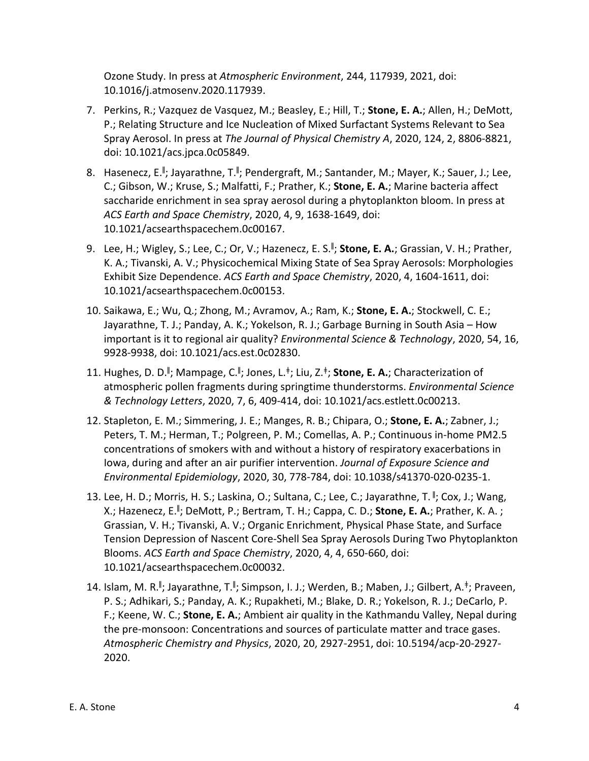Ozone Study. In press at *Atmospheric Environment*, 244, 117939, 2021, doi: 10.1016/j.atmosenv.2020.117939.

7. Perkins, R.; Vazquez de Vasquez, M.; Beasley, E.; Hill, T.; **Stone, E. A.**; Allen, H.; DeMott, P.; Relating Structure and Ice Nucleation of Mixed Surfactant Systems Relevant to Sea Spray Aerosol. In press at *The Journal of Physical Chemistry A*, 2020, 124, 2, 8806-8821, doi: 10.1021/acs.jpca.0c05849.
8. Hasenecz, E.[‖]; Jayarathne, T.[‖]; Pendergraft, M.; Santander, M.; Mayer, K.; Sauer, J.; Lee, C.; Gibson, W.; Kruse, S.; Malfatti, F.; Prather, K.; **Stone, E. A.**; Marine bacteria affect saccharide enrichment in sea spray aerosol during a phytoplankton bloom. In press at *ACS Earth and Space Chemistry*, 2020, 4, 9, 1638-1649, doi: 10.1021/acsearthspacechem.0c00167.
9. Lee, H.; Wigley, S.; Lee, C.; Or, V.; Hazenecz, E. S.[‖]; **Stone, E. A.**; Grassian, V. H.; Prather, K. A.; Tivanski, A. V.; Physicochemical Mixing State of Sea Spray Aerosols: Morphologies Exhibit Size Dependence. *ACS Earth and Space Chemistry*, 2020, 4, 1604-1611, doi: 10.1021/acsearthspacechem.0c00153.
10. Saikawa, E.; Wu, Q.; Zhong, M.; Avramov, A.; Ram, K.; **Stone, E. A.**; Stockwell, C. E.; Jayarathne, T. J.; Panday, A. K.; Yokelson, R. J.; Garbage Burning in South Asia – How important is it to regional air quality? *Environmental Science & Technology*, 2020, 54, 16, 9928-9938, doi: 10.1021/acs.est.0c02830.
11. Hughes, D. D.[‖]; Mampage, C.[‖]; Jones, L.[‡]; Liu, Z.[‡]; **Stone, E. A.**; Characterization of atmospheric pollen fragments during springtime thunderstorms. *Environmental Science & Technology Letters*, 2020, 7, 6, 409-414, doi: 10.1021/acs.estlett.0c00213.
12. Stapleton, E. M.; Simmering, J. E.; Manges, R. B.; Chipara, O.; **Stone, E. A.**; Zabner, J.; Peters, T. M.; Herman, T.; Polgreen, P. M.; Comellas, A. P.; Continuous in-home PM2.5 concentrations of smokers with and without a history of respiratory exacerbations in Iowa, during and after an air purifier intervention. *Journal of Exposure Science and Environmental Epidemiology*, 2020, 30, 778-784, doi: 10.1038/s41370-020-0235-1.
13. Lee, H. D.; Morris, H. S.; Laskina, O.; Sultana, C.; Lee, C.; Jayarathne, T.[‖]; Cox, J.; Wang, X.; Hazenecz, E.[‖]; DeMott, P.; Bertram, T. H.; Cappa, C. D.; **Stone, E. A.**; Prather, K. A.; Grassian, V. H.; Tivanski, A. V.; Organic Enrichment, Physical Phase State, and Surface Tension Depression of Nascent Core-Shell Sea Spray Aerosols During Two Phytoplankton Blooms. *ACS Earth and Space Chemistry*, 2020, 4, 4, 650-660, doi: 10.1021/acsearthspacechem.0c00032.
14. Islam, M. R.[‖]; Jayarathne, T.[‖]; Simpson, I. J.; Werden, B.; Maben, J.; Gilbert, A.[‡]; Praveen, P. S.; Adhikari, S.; Panday, A. K.; Rupakheti, M.; Blake, D. R.; Yokelson, R. J.; DeCarlo, P. F.; Keene, W. C.; **Stone, E. A.**; Ambient air quality in the Kathmandu Valley, Nepal during the pre-monsoon: Concentrations and sources of particulate matter and trace gases. *Atmospheric Chemistry and Physics*, 2020, 20, 2927-2951, doi: 10.5194/acp-20-2927-2020.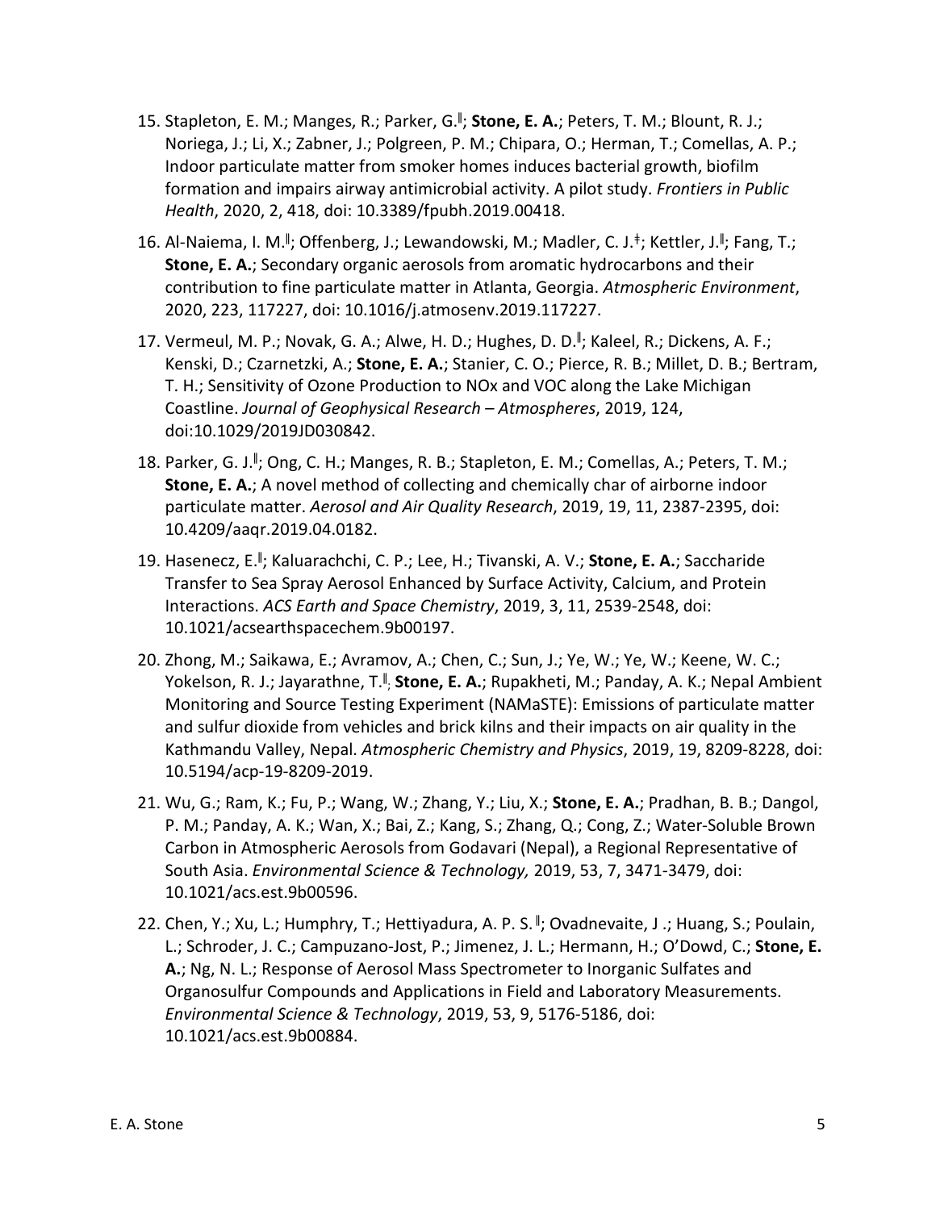15. Stapleton, E. M.; Manges, R.; Parker, G.[ǁ]; **Stone, E. A.**; Peters, T. M.; Blount, R. J.; Noriega, J.; Li, X.; Zabner, J.; Polgreen, P. M.; Chipara, O.; Herman, T.; Comellas, A. P.; Indoor particulate matter from smoker homes induces bacterial growth, biofilm formation and impairs airway antimicrobial activity. A pilot study. *Frontiers in Public Health*, 2020, 2, 418, doi: 10.3389/fpubh.2019.00418.

16. Al-Naiema, I. M.[ǁ]; Offenberg, J.; Lewandowski, M.; Madler, C. J.[ǂ]; Kettler, J.[ǁ]; Fang, T.; **Stone, E. A.**; Secondary organic aerosols from aromatic hydrocarbons and their contribution to fine particulate matter in Atlanta, Georgia. *Atmospheric Environment*, 2020, 223, 117227, doi: 10.1016/j.atmosenv.2019.117227.

17. Vermeul, M. P.; Novak, G. A.; Alwe, H. D.; Hughes, D. D.[ǁ]; Kaleel, R.; Dickens, A. F.; Kenski, D.; Czarnetzki, A.; **Stone, E. A.**; Stanier, C. O.; Pierce, R. B.; Millet, D. B.; Bertram, T. H.; Sensitivity of Ozone Production to NOx and VOC along the Lake Michigan Coastline. *Journal of Geophysical Research – Atmospheres*, 2019, 124, doi:10.1029/2019JD030842.

18. Parker, G. J.[ǁ]; Ong, C. H.; Manges, R. B.; Stapleton, E. M.; Comellas, A.; Peters, T. M.; **Stone, E. A.**; A novel method of collecting and chemically char of airborne indoor particulate matter. *Aerosol and Air Quality Research*, 2019, 19, 11, 2387-2395, doi: 10.4209/aaqr.2019.04.0182.

19. Hasenecz, E.[ǁ]; Kaluarachchi, C. P.; Lee, H.; Tivanski, A. V.; **Stone, E. A.**; Saccharide Transfer to Sea Spray Aerosol Enhanced by Surface Activity, Calcium, and Protein Interactions. *ACS Earth and Space Chemistry*, 2019, 3, 11, 2539-2548, doi: 10.1021/acsearthspacechem.9b00197.

20. Zhong, M.; Saikawa, E.; Avramov, A.; Chen, C.; Sun, J.; Ye, W.; Ye, W.; Keene, W. C.; Yokelson, R. J.; Jayarathne, T.[ǁ]; **Stone, E. A.**; Rupakheti, M.; Panday, A. K.; Nepal Ambient Monitoring and Source Testing Experiment (NAMaSTE): Emissions of particulate matter and sulfur dioxide from vehicles and brick kilns and their impacts on air quality in the Kathmandu Valley, Nepal. *Atmospheric Chemistry and Physics*, 2019, 19, 8209-8228, doi: 10.5194/acp-19-8209-2019.

21. Wu, G.; Ram, K.; Fu, P.; Wang, W.; Zhang, Y.; Liu, X.; **Stone, E. A.**; Pradhan, B. B.; Dangol, P. M.; Panday, A. K.; Wan, X.; Bai, Z.; Kang, S.; Zhang, Q.; Cong, Z.; Water-Soluble Brown Carbon in Atmospheric Aerosols from Godavari (Nepal), a Regional Representative of South Asia. *Environmental Science & Technology,* 2019, 53, 7, 3471-3479, doi: 10.1021/acs.est.9b00596.

22. Chen, Y.; Xu, L.; Humphry, T.; Hettiyadura, A. P. S.[ǁ]; Ovadnevaite, J .; Huang, S.; Poulain, L.; Schroder, J. C.; Campuzano-Jost, P.; Jimenez, J. L.; Hermann, H.; O'Dowd, C.; **Stone, E. A.**; Ng, N. L.; Response of Aerosol Mass Spectrometer to Inorganic Sulfates and Organosulfur Compounds and Applications in Field and Laboratory Measurements. *Environmental Science & Technology*, 2019, 53, 9, 5176-5186, doi: 10.1021/acs.est.9b00884.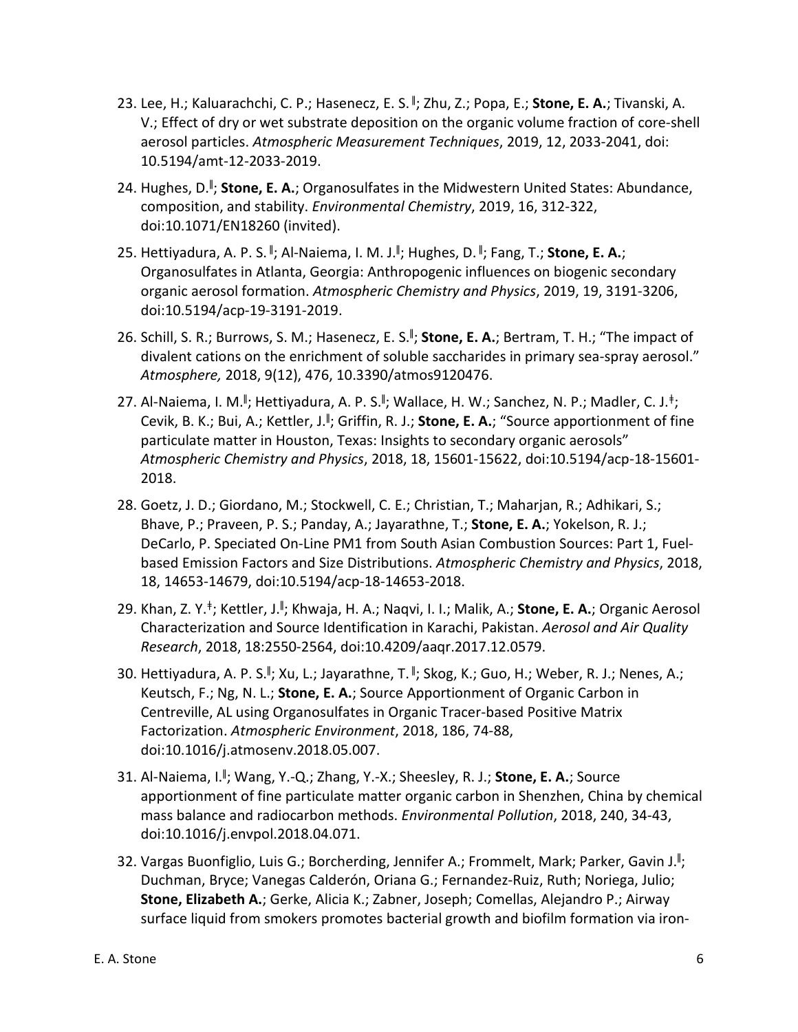23. Lee, H.; Kaluarachchi, C. P.; Hasenecz, E. S.[‖]; Zhu, Z.; Popa, E.; **Stone, E. A.**; Tivanski, A. V.; Effect of dry or wet substrate deposition on the organic volume fraction of core-shell aerosol particles. *Atmospheric Measurement Techniques*, 2019, 12, 2033-2041, doi: 10.5194/amt-12-2033-2019.

24. Hughes, D.[‖]; **Stone, E. A.**; Organosulfates in the Midwestern United States: Abundance, composition, and stability. *Environmental Chemistry*, 2019, 16, 312-322, doi:10.1071/EN18260 (invited).

25. Hettiyadura, A. P. S.[‖]; Al-Naiema, I. M. J.[‖]; Hughes, D.[‖]; Fang, T.; **Stone, E. A.**; Organosulfates in Atlanta, Georgia: Anthropogenic influences on biogenic secondary organic aerosol formation. *Atmospheric Chemistry and Physics*, 2019, 19, 3191-3206, doi:10.5194/acp-19-3191-2019.

26. Schill, S. R.; Burrows, S. M.; Hasenecz, E. S.[‖]; **Stone, E. A.**; Bertram, T. H.; "The impact of divalent cations on the enrichment of soluble saccharides in primary sea-spray aerosol." *Atmosphere,* 2018, 9(12), 476, 10.3390/atmos9120476.

27. Al-Naiema, I. M.[‖]; Hettiyadura, A. P. S.[‖]; Wallace, H. W.; Sanchez, N. P.; Madler, C. J.[‡]; Cevik, B. K.; Bui, A.; Kettler, J.[‖]; Griffin, R. J.; **Stone, E. A.**; "Source apportionment of fine particulate matter in Houston, Texas: Insights to secondary organic aerosols" *Atmospheric Chemistry and Physics*, 2018, 18, 15601-15622, doi:10.5194/acp-18-15601-2018.

28. Goetz, J. D.; Giordano, M.; Stockwell, C. E.; Christian, T.; Maharjan, R.; Adhikari, S.; Bhave, P.; Praveen, P. S.; Panday, A.; Jayarathne, T.; **Stone, E. A.**; Yokelson, R. J.; DeCarlo, P. Speciated On-Line PM1 from South Asian Combustion Sources: Part 1, Fuel-based Emission Factors and Size Distributions. *Atmospheric Chemistry and Physics*, 2018, 18, 14653-14679, doi:10.5194/acp-18-14653-2018.

29. Khan, Z. Y.[‡]; Kettler, J.[‖]; Khwaja, H. A.; Naqvi, I. I.; Malik, A.; **Stone, E. A.**; Organic Aerosol Characterization and Source Identification in Karachi, Pakistan. *Aerosol and Air Quality Research*, 2018, 18:2550-2564, doi:10.4209/aaqr.2017.12.0579.

30. Hettiyadura, A. P. S.[‖]; Xu, L.; Jayarathne, T.[‖]; Skog, K.; Guo, H.; Weber, R. J.; Nenes, A.; Keutsch, F.; Ng, N. L.; **Stone, E. A.**; Source Apportionment of Organic Carbon in Centreville, AL using Organosulfates in Organic Tracer-based Positive Matrix Factorization. *Atmospheric Environment*, 2018, 186, 74-88, doi:10.1016/j.atmosenv.2018.05.007.

31. Al-Naiema, I.[‖]; Wang, Y.-Q.; Zhang, Y.-X.; Sheesley, R. J.; **Stone, E. A.**; Source apportionment of fine particulate matter organic carbon in Shenzhen, China by chemical mass balance and radiocarbon methods. *Environmental Pollution*, 2018, 240, 34-43, doi:10.1016/j.envpol.2018.04.071.

32. Vargas Buonfiglio, Luis G.; Borcherding, Jennifer A.; Frommelt, Mark; Parker, Gavin J.[‖]; Duchman, Bryce; Vanegas Calderón, Oriana G.; Fernandez-Ruiz, Ruth; Noriega, Julio; **Stone, Elizabeth A.**; Gerke, Alicia K.; Zabner, Joseph; Comellas, Alejandro P.; Airway surface liquid from smokers promotes bacterial growth and biofilm formation via iron-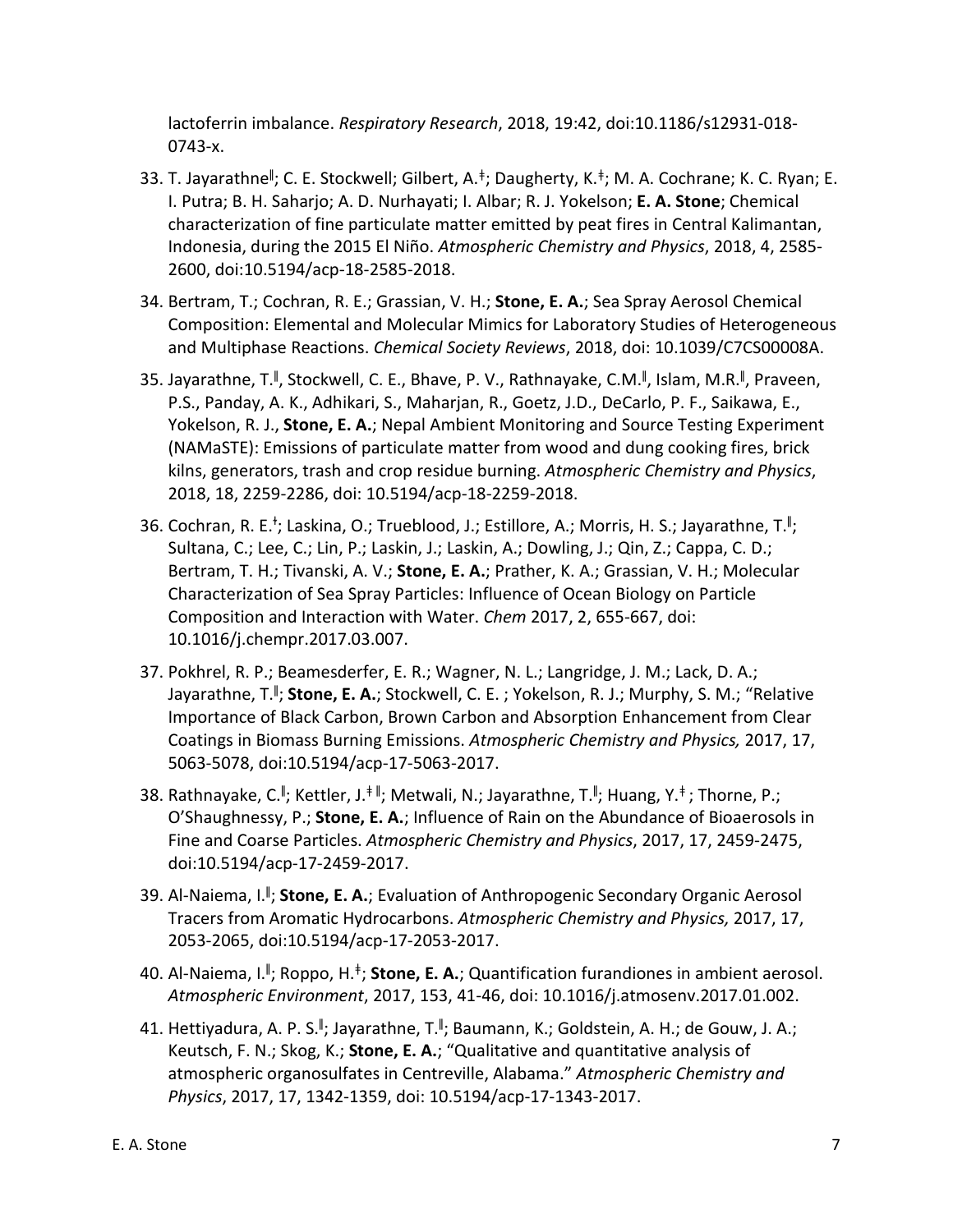lactoferrin imbalance. *Respiratory Research*, 2018, 19:42, doi:10.1186/s12931-018-0743-x.

33. T. Jayarathne[ǁ]; C. E. Stockwell; Gilbert, A.[‡]; Daugherty, K.[‡]; M. A. Cochrane; K. C. Ryan; E. I. Putra; B. H. Saharjo; A. D. Nurhayati; I. Albar; R. J. Yokelson; **E. A. Stone**; Chemical characterization of fine particulate matter emitted by peat fires in Central Kalimantan, Indonesia, during the 2015 El Niño. *Atmospheric Chemistry and Physics*, 2018, 4, 2585-2600, doi:10.5194/acp-18-2585-2018.

34. Bertram, T.; Cochran, R. E.; Grassian, V. H.; **Stone, E. A.**; Sea Spray Aerosol Chemical Composition: Elemental and Molecular Mimics for Laboratory Studies of Heterogeneous and Multiphase Reactions. *Chemical Society Reviews*, 2018, doi: 10.1039/C7CS00008A.

35. Jayarathne, T.[ǁ], Stockwell, C. E., Bhave, P. V., Rathnayake, C.M.[ǁ], Islam, M.R.[ǁ], Praveen, P.S., Panday, A. K., Adhikari, S., Maharjan, R., Goetz, J.D., DeCarlo, P. F., Saikawa, E., Yokelson, R. J., **Stone, E. A.**; Nepal Ambient Monitoring and Source Testing Experiment (NAMaSTE): Emissions of particulate matter from wood and dung cooking fires, brick kilns, generators, trash and crop residue burning. *Atmospheric Chemistry and Physics*, 2018, 18, 2259-2286, doi: 10.5194/acp-18-2259-2018.

36. Cochran, R. E.[†]; Laskina, O.; Trueblood, J.; Estillore, A.; Morris, H. S.; Jayarathne, T.[ǁ]; Sultana, C.; Lee, C.; Lin, P.; Laskin, J.; Laskin, A.; Dowling, J.; Qin, Z.; Cappa, C. D.; Bertram, T. H.; Tivanski, A. V.; **Stone, E. A.**; Prather, K. A.; Grassian, V. H.; Molecular Characterization of Sea Spray Particles: Influence of Ocean Biology on Particle Composition and Interaction with Water. *Chem* 2017, 2, 655-667, doi: 10.1016/j.chempr.2017.03.007.

37. Pokhrel, R. P.; Beamesderfer, E. R.; Wagner, N. L.; Langridge, J. M.; Lack, D. A.; Jayarathne, T.[ǁ]; **Stone, E. A.**; Stockwell, C. E. ; Yokelson, R. J.; Murphy, S. M.; "Relative Importance of Black Carbon, Brown Carbon and Absorption Enhancement from Clear Coatings in Biomass Burning Emissions. *Atmospheric Chemistry and Physics,* 2017, 17, 5063-5078, doi:10.5194/acp-17-5063-2017.

38. Rathnayake, C.[ǁ]; Kettler, J.[‡ǁ]; Metwali, N.; Jayarathne, T.[ǁ]; Huang, Y.[‡]; Thorne, P.; O'Shaughnessy, P.; **Stone, E. A.**; Influence of Rain on the Abundance of Bioaerosols in Fine and Coarse Particles. *Atmospheric Chemistry and Physics*, 2017, 17, 2459-2475, doi:10.5194/acp-17-2459-2017.

39. Al-Naiema, I.[ǁ]; **Stone, E. A.**; Evaluation of Anthropogenic Secondary Organic Aerosol Tracers from Aromatic Hydrocarbons. *Atmospheric Chemistry and Physics,* 2017, 17, 2053-2065, doi:10.5194/acp-17-2053-2017.

40. Al-Naiema, I.[ǁ]; Roppo, H.[‡]; **Stone, E. A.**; Quantification furandiones in ambient aerosol. *Atmospheric Environment*, 2017, 153, 41-46, doi: 10.1016/j.atmosenv.2017.01.002.

41. Hettiyadura, A. P. S.[ǁ]; Jayarathne, T.[ǁ]; Baumann, K.; Goldstein, A. H.; de Gouw, J. A.; Keutsch, F. N.; Skog, K.; **Stone, E. A.**; "Qualitative and quantitative analysis of atmospheric organosulfates in Centreville, Alabama." *Atmospheric Chemistry and Physics*, 2017, 17, 1342-1359, doi: 10.5194/acp-17-1343-2017.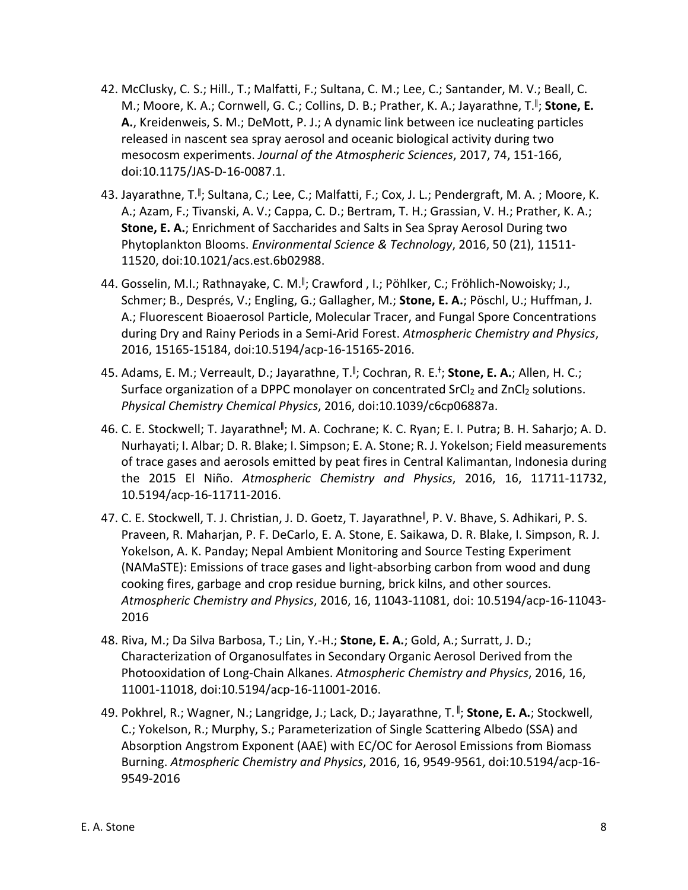42. McClusky, C. S.; Hill., T.; Malfatti, F.; Sultana, C. M.; Lee, C.; Santander, M. V.; Beall, C. M.; Moore, K. A.; Cornwell, G. C.; Collins, D. B.; Prather, K. A.; Jayarathne, T.[ǁ]; **Stone, E. A.**, Kreidenweis, S. M.; DeMott, P. J.; A dynamic link between ice nucleating particles released in nascent sea spray aerosol and oceanic biological activity during two mesocosm experiments. *Journal of the Atmospheric Sciences*, 2017, 74, 151-166, doi:10.1175/JAS-D-16-0087.1.

43. Jayarathne, T.[ǁ]; Sultana, C.; Lee, C.; Malfatti, F.; Cox, J. L.; Pendergraft, M. A. ; Moore, K. A.; Azam, F.; Tivanski, A. V.; Cappa, C. D.; Bertram, T. H.; Grassian, V. H.; Prather, K. A.; **Stone, E. A.**; Enrichment of Saccharides and Salts in Sea Spray Aerosol During two Phytoplankton Blooms. *Environmental Science & Technology*, 2016, 50 (21), 11511-11520, doi:10.1021/acs.est.6b02988.

44. Gosselin, M.I.; Rathnayake, C. M.[ǁ]; Crawford , I.; Pöhlker, C.; Fröhlich-Nowoisky; J., Schmer; B., Després, V.; Engling, G.; Gallagher, M.; **Stone, E. A.**; Pöschl, U.; Huffman, J. A.; Fluorescent Bioaerosol Particle, Molecular Tracer, and Fungal Spore Concentrations during Dry and Rainy Periods in a Semi-Arid Forest. *Atmospheric Chemistry and Physics*, 2016, 15165-15184, doi:10.5194/acp-16-15165-2016.

45. Adams, E. M.; Verreault, D.; Jayarathne, T.[ǁ]; Cochran, R. E.[ǂ]; **Stone, E. A.**; Allen, H. C.; Surface organization of a DPPC monolayer on concentrated $SrCl_2$ and $ZnCl_2$ solutions. *Physical Chemistry Chemical Physics*, 2016, doi:10.1039/c6cp06887a.

46. C. E. Stockwell; T. Jayarathne[ǁ]; M. A. Cochrane; K. C. Ryan; E. I. Putra; B. H. Saharjo; A. D. Nurhayati; I. Albar; D. R. Blake; I. Simpson; E. A. Stone; R. J. Yokelson; Field measurements of trace gases and aerosols emitted by peat fires in Central Kalimantan, Indonesia during the 2015 El Niño. *Atmospheric Chemistry and Physics*, 2016, 16, 11711-11732, 10.5194/acp-16-11711-2016.

47. C. E. Stockwell, T. J. Christian, J. D. Goetz, T. Jayarathne[ǁ], P. V. Bhave, S. Adhikari, P. S. Praveen, R. Maharjan, P. F. DeCarlo, E. A. Stone, E. Saikawa, D. R. Blake, I. Simpson, R. J. Yokelson, A. K. Panday; Nepal Ambient Monitoring and Source Testing Experiment (NAMaSTE): Emissions of trace gases and light-absorbing carbon from wood and dung cooking fires, garbage and crop residue burning, brick kilns, and other sources. *Atmospheric Chemistry and Physics*, 2016, 16, 11043-11081, doi: 10.5194/acp-16-11043-2016

48. Riva, M.; Da Silva Barbosa, T.; Lin, Y.-H.; **Stone, E. A.**; Gold, A.; Surratt, J. D.; Characterization of Organosulfates in Secondary Organic Aerosol Derived from the Photooxidation of Long-Chain Alkanes. *Atmospheric Chemistry and Physics*, 2016, 16, 11001-11018, doi:10.5194/acp-16-11001-2016.

49. Pokhrel, R.; Wagner, N.; Langridge, J.; Lack, D.; Jayarathne, T.[ǁ]; **Stone, E. A.**; Stockwell, C.; Yokelson, R.; Murphy, S.; Parameterization of Single Scattering Albedo (SSA) and Absorption Angstrom Exponent (AAE) with EC/OC for Aerosol Emissions from Biomass Burning. *Atmospheric Chemistry and Physics*, 2016, 16, 9549-9561, doi:10.5194/acp-16-9549-2016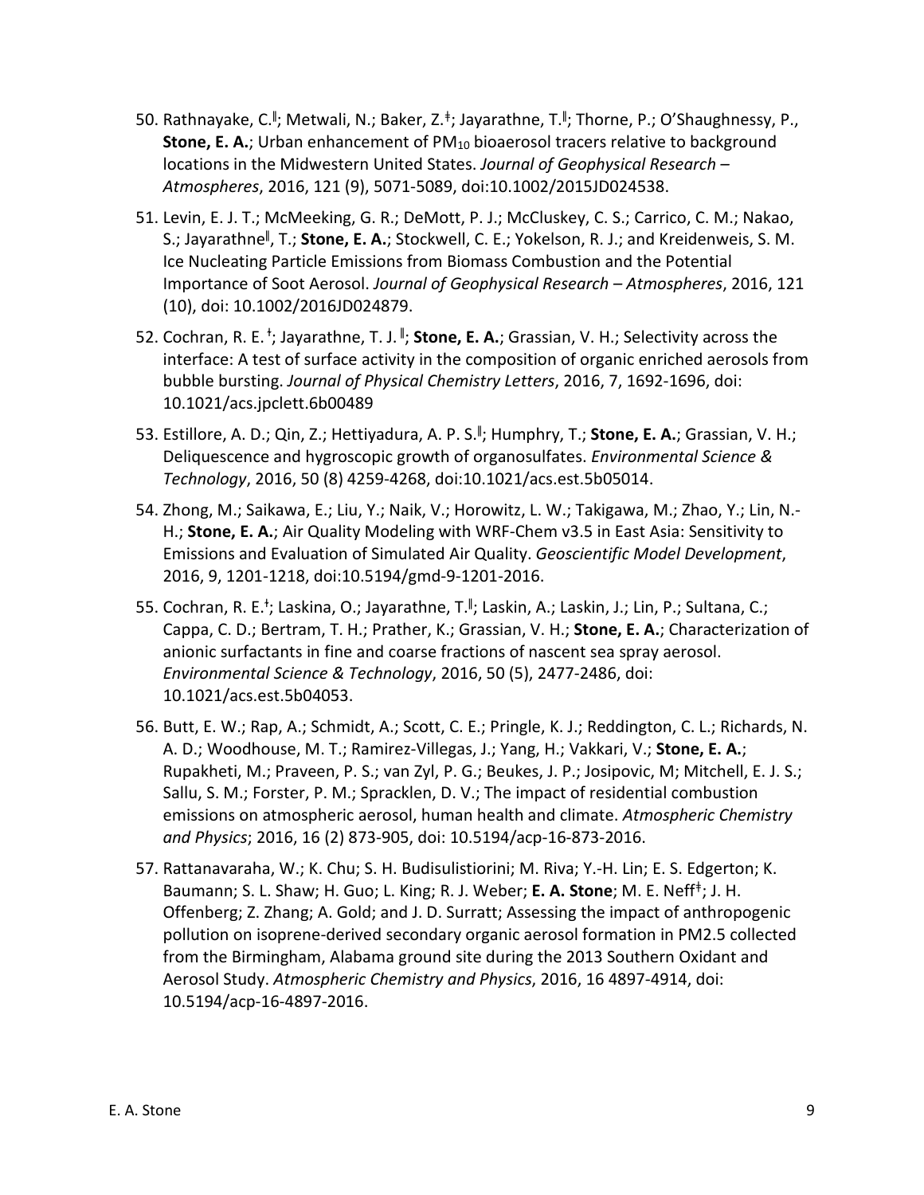50. Rathnayake, C.[‖]; Metwali, N.; Baker, Z.[‡]; Jayarathne, T.[‖]; Thorne, P.; O'Shaughnessy, P., **Stone, E. A.**; Urban enhancement of $PM_{10}$ bioaerosol tracers relative to background locations in the Midwestern United States. *Journal of Geophysical Research – Atmospheres*, 2016, 121 (9), 5071-5089, doi:10.1002/2015JD024538.

51. Levin, E. J. T.; McMeeking, G. R.; DeMott, P. J.; McCluskey, C. S.; Carrico, C. M.; Nakao, S.; Jayarathne[‖], T.; **Stone, E. A.**; Stockwell, C. E.; Yokelson, R. J.; and Kreidenweis, S. M. Ice Nucleating Particle Emissions from Biomass Combustion and the Potential Importance of Soot Aerosol. *Journal of Geophysical Research – Atmospheres*, 2016, 121 (10), doi: 10.1002/2016JD024879.

52. Cochran, R. E.[†]; Jayarathne, T. J.[‖]; **Stone, E. A.**; Grassian, V. H.; Selectivity across the interface: A test of surface activity in the composition of organic enriched aerosols from bubble bursting. *Journal of Physical Chemistry Letters*, 2016, 7, 1692-1696, doi: 10.1021/acs.jpclett.6b00489

53. Estillore, A. D.; Qin, Z.; Hettiyadura, A. P. S.[‖]; Humphry, T.; **Stone, E. A.**; Grassian, V. H.; Deliquescence and hygroscopic growth of organosulfates. *Environmental Science & Technology*, 2016, 50 (8) 4259-4268, doi:10.1021/acs.est.5b05014.

54. Zhong, M.; Saikawa, E.; Liu, Y.; Naik, V.; Horowitz, L. W.; Takigawa, M.; Zhao, Y.; Lin, N.-H.; **Stone, E. A.**; Air Quality Modeling with WRF-Chem v3.5 in East Asia: Sensitivity to Emissions and Evaluation of Simulated Air Quality. *Geoscientific Model Development*, 2016, 9, 1201-1218, doi:10.5194/gmd-9-1201-2016.

55. Cochran, R. E.[†]; Laskina, O.; Jayarathne, T.[‖]; Laskin, A.; Laskin, J.; Lin, P.; Sultana, C.; Cappa, C. D.; Bertram, T. H.; Prather, K.; Grassian, V. H.; **Stone, E. A.**; Characterization of anionic surfactants in fine and coarse fractions of nascent sea spray aerosol. *Environmental Science & Technology*, 2016, 50 (5), 2477-2486, doi: 10.1021/acs.est.5b04053.

56. Butt, E. W.; Rap, A.; Schmidt, A.; Scott, C. E.; Pringle, K. J.; Reddington, C. L.; Richards, N. A. D.; Woodhouse, M. T.; Ramirez-Villegas, J.; Yang, H.; Vakkari, V.; **Stone, E. A.**; Rupakheti, M.; Praveen, P. S.; van Zyl, P. G.; Beukes, J. P.; Josipovic, M; Mitchell, E. J. S.; Sallu, S. M.; Forster, P. M.; Spracklen, D. V.; The impact of residential combustion emissions on atmospheric aerosol, human health and climate. *Atmospheric Chemistry and Physics*; 2016, 16 (2) 873-905, doi: 10.5194/acp-16-873-2016.

57. Rattanavaraha, W.; K. Chu; S. H. Budisulistiorini; M. Riva; Y.-H. Lin; E. S. Edgerton; K. Baumann; S. L. Shaw; H. Guo; L. King; R. J. Weber; **E. A. Stone**; M. E. Neff[‡]; J. H. Offenberg; Z. Zhang; A. Gold; and J. D. Surratt; Assessing the impact of anthropogenic pollution on isoprene-derived secondary organic aerosol formation in PM2.5 collected from the Birmingham, Alabama ground site during the 2013 Southern Oxidant and Aerosol Study. *Atmospheric Chemistry and Physics*, 2016, 16 4897-4914, doi: 10.5194/acp-16-4897-2016.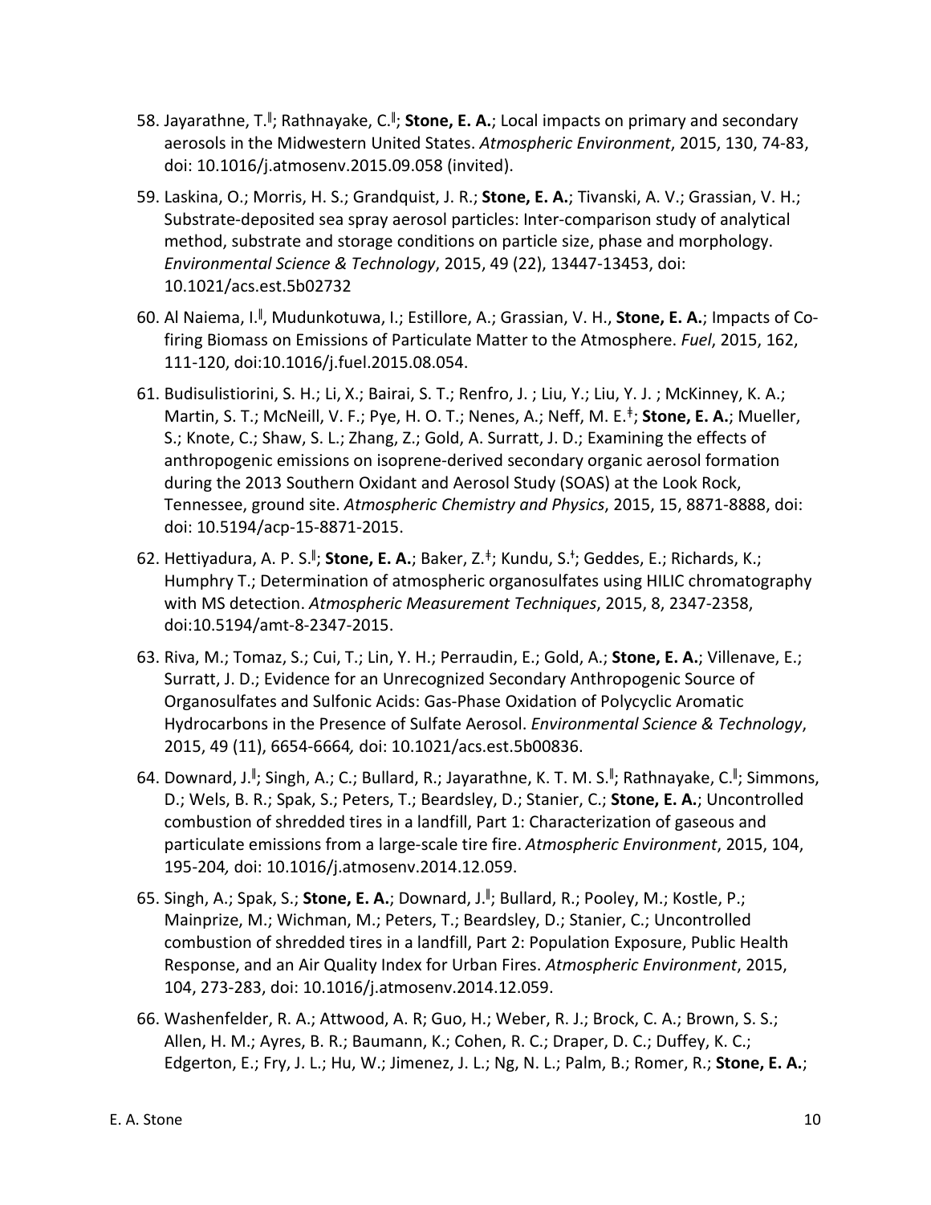58. Jayarathne, T.[‖]; Rathnayake, C.[‖]; **Stone, E. A.**; Local impacts on primary and secondary aerosols in the Midwestern United States. *Atmospheric Environment*, 2015, 130, 74-83, doi: 10.1016/j.atmosenv.2015.09.058 (invited).

59. Laskina, O.; Morris, H. S.; Grandquist, J. R.; **Stone, E. A.**; Tivanski, A. V.; Grassian, V. H.; Substrate-deposited sea spray aerosol particles: Inter-comparison study of analytical method, substrate and storage conditions on particle size, phase and morphology. *Environmental Science & Technology*, 2015, 49 (22), 13447-13453, doi: 10.1021/acs.est.5b02732

60. Al Naiema, I.[‖], Mudunkotuwa, I.; Estillore, A.; Grassian, V. H., **Stone, E. A.**; Impacts of Co-firing Biomass on Emissions of Particulate Matter to the Atmosphere. *Fuel*, 2015, 162, 111-120, doi:10.1016/j.fuel.2015.08.054.

61. Budisulistiorini, S. H.; Li, X.; Bairai, S. T.; Renfro, J. ; Liu, Y.; Liu, Y. J. ; McKinney, K. A.; Martin, S. T.; McNeill, V. F.; Pye, H. O. T.; Nenes, A.; Neff, M. E.[‡]; **Stone, E. A.**; Mueller, S.; Knote, C.; Shaw, S. L.; Zhang, Z.; Gold, A. Surratt, J. D.; Examining the effects of anthropogenic emissions on isoprene-derived secondary organic aerosol formation during the 2013 Southern Oxidant and Aerosol Study (SOAS) at the Look Rock, Tennessee, ground site. *Atmospheric Chemistry and Physics*, 2015, 15, 8871-8888, doi: doi: 10.5194/acp-15-8871-2015.

62. Hettiyadura, A. P. S.[‖]; **Stone, E. A.**; Baker, Z.[‡]; Kundu, S.[‡]; Geddes, E.; Richards, K.; Humphry T.; Determination of atmospheric organosulfates using HILIC chromatography with MS detection. *Atmospheric Measurement Techniques*, 2015, 8, 2347-2358, doi:10.5194/amt-8-2347-2015.

63. Riva, M.; Tomaz, S.; Cui, T.; Lin, Y. H.; Perraudin, E.; Gold, A.; **Stone, E. A.**; Villenave, E.; Surratt, J. D.; Evidence for an Unrecognized Secondary Anthropogenic Source of Organosulfates and Sulfonic Acids: Gas-Phase Oxidation of Polycyclic Aromatic Hydrocarbons in the Presence of Sulfate Aerosol. *Environmental Science & Technology*, 2015, 49 (11), 6654-6664*,* doi: 10.1021/acs.est.5b00836.

64. Downard, J.[‖]; Singh, A.; C.; Bullard, R.; Jayarathne, K. T. M. S.[‖]; Rathnayake, C.[‖]; Simmons, D.; Wels, B. R.; Spak, S.; Peters, T.; Beardsley, D.; Stanier, C.; **Stone, E. A.**; Uncontrolled combustion of shredded tires in a landfill, Part 1: Characterization of gaseous and particulate emissions from a large-scale tire fire. *Atmospheric Environment*, 2015, 104, 195-204*,* doi: 10.1016/j.atmosenv.2014.12.059.

65. Singh, A.; Spak, S.; **Stone, E. A.**; Downard, J.[‖]; Bullard, R.; Pooley, M.; Kostle, P.; Mainprize, M.; Wichman, M.; Peters, T.; Beardsley, D.; Stanier, C.; Uncontrolled combustion of shredded tires in a landfill, Part 2: Population Exposure, Public Health Response, and an Air Quality Index for Urban Fires. *Atmospheric Environment*, 2015, 104, 273-283, doi: 10.1016/j.atmosenv.2014.12.059.

66. Washenfelder, R. A.; Attwood, A. R; Guo, H.; Weber, R. J.; Brock, C. A.; Brown, S. S.; Allen, H. M.; Ayres, B. R.; Baumann, K.; Cohen, R. C.; Draper, D. C.; Duffey, K. C.; Edgerton, E.; Fry, J. L.; Hu, W.; Jimenez, J. L.; Ng, N. L.; Palm, B.; Romer, R.; **Stone, E. A.**;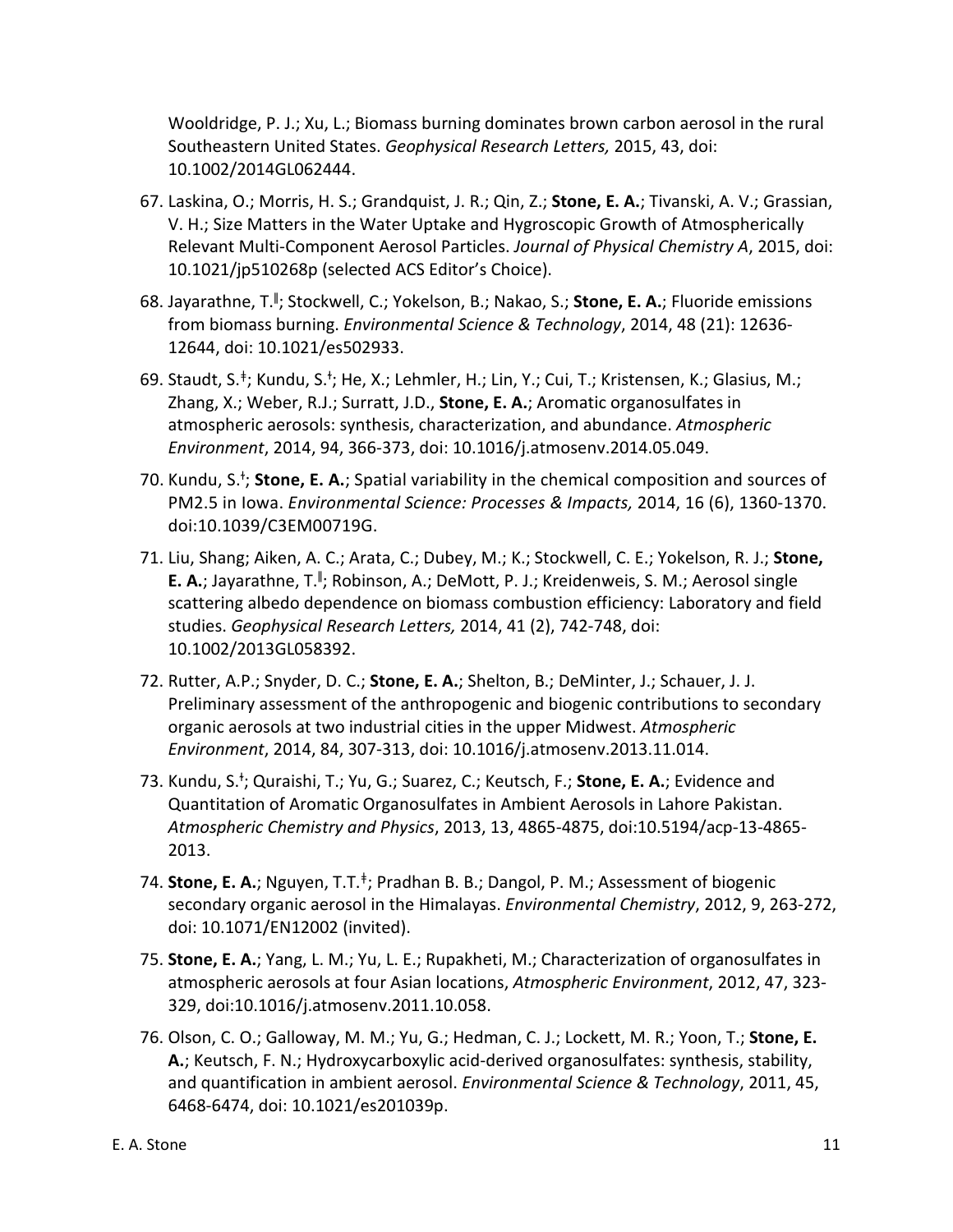Wooldridge, P. J.; Xu, L.; Biomass burning dominates brown carbon aerosol in the rural Southeastern United States. *Geophysical Research Letters,* 2015, 43, doi: 10.1002/2014GL062444.

67. Laskina, O.; Morris, H. S.; Grandquist, J. R.; Qin, Z.; **Stone, E. A.**; Tivanski, A. V.; Grassian, V. H.; Size Matters in the Water Uptake and Hygroscopic Growth of Atmospherically Relevant Multi-Component Aerosol Particles. *Journal of Physical Chemistry A*, 2015, doi: 10.1021/jp510268p (selected ACS Editor's Choice).

68. Jayarathne, T.[ǁ]; Stockwell, C.; Yokelson, B.; Nakao, S.; **Stone, E. A.**; Fluoride emissions from biomass burning. *Environmental Science & Technology*, 2014, 48 (21): 12636-12644, doi: 10.1021/es502933.

69. Staudt, S.[‡]; Kundu, S.[ǂ]; He, X.; Lehmler, H.; Lin, Y.; Cui, T.; Kristensen, K.; Glasius, M.; Zhang, X.; Weber, R.J.; Surratt, J.D., **Stone, E. A.**; Aromatic organosulfates in atmospheric aerosols: synthesis, characterization, and abundance. *Atmospheric Environment*, 2014, 94, 366-373, doi: 10.1016/j.atmosenv.2014.05.049.

70. Kundu, S.[ǂ]; **Stone, E. A.**; Spatial variability in the chemical composition and sources of PM2.5 in Iowa. *Environmental Science: Processes & Impacts,* 2014, 16 (6), 1360-1370. doi:10.1039/C3EM00719G.

71. Liu, Shang; Aiken, A. C.; Arata, C.; Dubey, M.; K.; Stockwell, C. E.; Yokelson, R. J.; **Stone, E. A.**; Jayarathne, T.[ǁ]; Robinson, A.; DeMott, P. J.; Kreidenweis, S. M.; Aerosol single scattering albedo dependence on biomass combustion efficiency: Laboratory and field studies. *Geophysical Research Letters,* 2014, 41 (2), 742-748, doi: 10.1002/2013GL058392.

72. Rutter, A.P.; Snyder, D. C.; **Stone, E. A.**; Shelton, B.; DeMinter, J.; Schauer, J. J. Preliminary assessment of the anthropogenic and biogenic contributions to secondary organic aerosols at two industrial cities in the upper Midwest. *Atmospheric Environment*, 2014, 84, 307-313, doi: 10.1016/j.atmosenv.2013.11.014.

73. Kundu, S.[ǂ]; Quraishi, T.; Yu, G.; Suarez, C.; Keutsch, F.; **Stone, E. A.**; Evidence and Quantitation of Aromatic Organosulfates in Ambient Aerosols in Lahore Pakistan. *Atmospheric Chemistry and Physics*, 2013, 13, 4865-4875, doi:10.5194/acp-13-4865-2013.

74. **Stone, E. A.**; Nguyen, T.T.[‡]; Pradhan B. B.; Dangol, P. M.; Assessment of biogenic secondary organic aerosol in the Himalayas. *Environmental Chemistry*, 2012, 9, 263-272, doi: 10.1071/EN12002 (invited).

75. **Stone, E. A.**; Yang, L. M.; Yu, L. E.; Rupakheti, M.; Characterization of organosulfates in atmospheric aerosols at four Asian locations, *Atmospheric Environment*, 2012, 47, 323-329, doi:10.1016/j.atmosenv.2011.10.058.

76. Olson, C. O.; Galloway, M. M.; Yu, G.; Hedman, C. J.; Lockett, M. R.; Yoon, T.; **Stone, E. A.**; Keutsch, F. N.; Hydroxycarboxylic acid-derived organosulfates: synthesis, stability, and quantification in ambient aerosol. *Environmental Science & Technology*, 2011, 45, 6468-6474, doi: 10.1021/es201039p.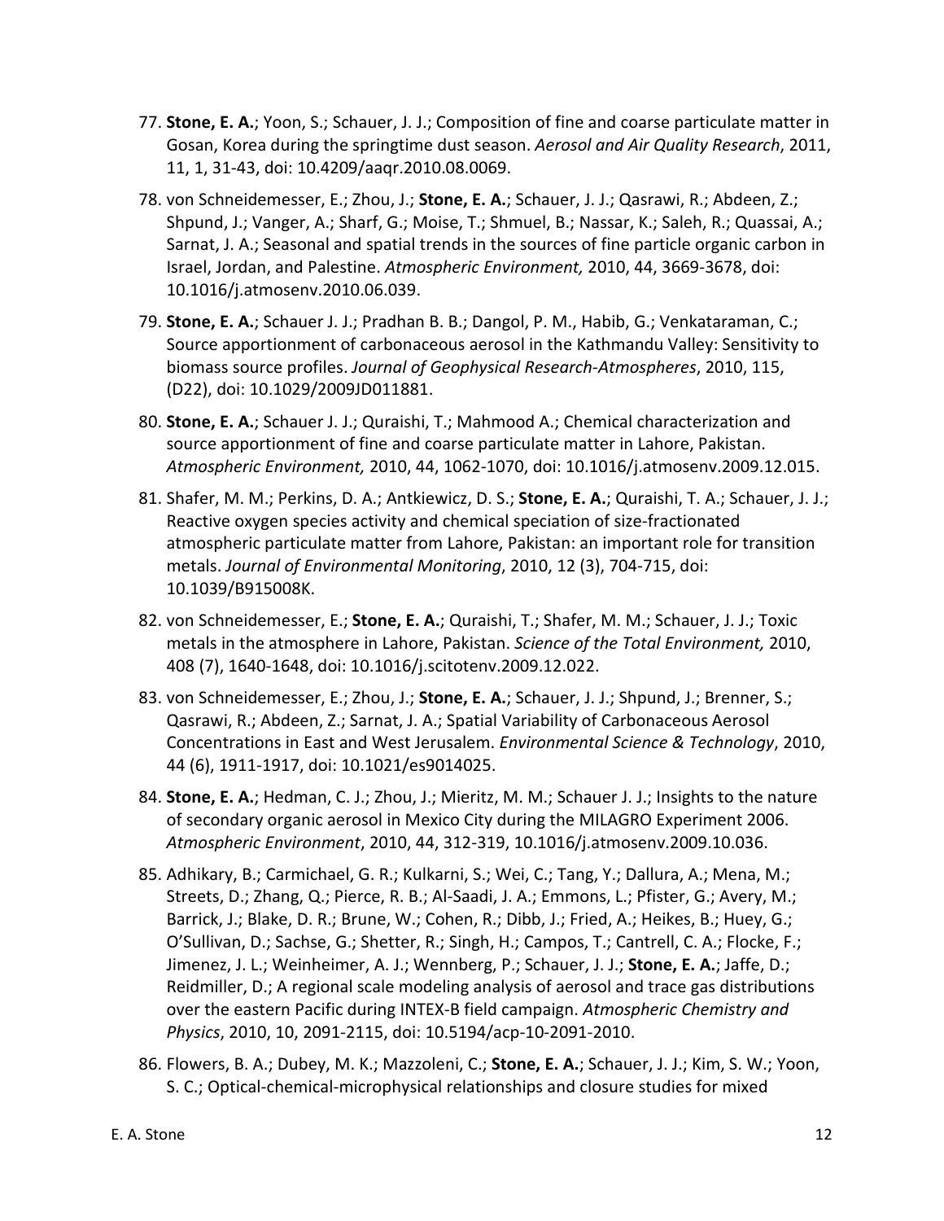77. **Stone, E. A.**; Yoon, S.; Schauer, J. J.; Composition of fine and coarse particulate matter in Gosan, Korea during the springtime dust season. *Aerosol and Air Quality Research*, 2011, 11, 1, 31-43, doi: 10.4209/aaqr.2010.08.0069.

78. von Schneidemesser, E.; Zhou, J.; **Stone, E. A.**; Schauer, J. J.; Qasrawi, R.; Abdeen, Z.; Shpund, J.; Vanger, A.; Sharf, G.; Moise, T.; Shmuel, B.; Nassar, K.; Saleh, R.; Quassai, A.; Sarnat, J. A.; Seasonal and spatial trends in the sources of fine particle organic carbon in Israel, Jordan, and Palestine. *Atmospheric Environment,* 2010, 44, 3669-3678, doi: 10.1016/j.atmosenv.2010.06.039.

79. **Stone, E. A.**; Schauer J. J.; Pradhan B. B.; Dangol, P. M., Habib, G.; Venkataraman, C.; Source apportionment of carbonaceous aerosol in the Kathmandu Valley: Sensitivity to biomass source profiles. *Journal of Geophysical Research-Atmospheres*, 2010, 115, (D22), doi: 10.1029/2009JD011881.

80. **Stone, E. A.**; Schauer J. J.; Quraishi, T.; Mahmood A.; Chemical characterization and source apportionment of fine and coarse particulate matter in Lahore, Pakistan. *Atmospheric Environment,* 2010, 44, 1062-1070, doi: 10.1016/j.atmosenv.2009.12.015.

81. Shafer, M. M.; Perkins, D. A.; Antkiewicz, D. S.; **Stone, E. A.**; Quraishi, T. A.; Schauer, J. J.; Reactive oxygen species activity and chemical speciation of size-fractionated atmospheric particulate matter from Lahore, Pakistan: an important role for transition metals. *Journal of Environmental Monitoring*, 2010, 12 (3), 704-715, doi: 10.1039/B915008K.

82. von Schneidemesser, E.; **Stone, E. A.**; Quraishi, T.; Shafer, M. M.; Schauer, J. J.; Toxic metals in the atmosphere in Lahore, Pakistan. *Science of the Total Environment,* 2010, 408 (7), 1640-1648, doi: 10.1016/j.scitotenv.2009.12.022.

83. von Schneidemesser, E.; Zhou, J.; **Stone, E. A.**; Schauer, J. J.; Shpund, J.; Brenner, S.; Qasrawi, R.; Abdeen, Z.; Sarnat, J. A.; Spatial Variability of Carbonaceous Aerosol Concentrations in East and West Jerusalem. *Environmental Science & Technology*, 2010, 44 (6), 1911-1917, doi: 10.1021/es9014025.

84. **Stone, E. A.**; Hedman, C. J.; Zhou, J.; Mieritz, M. M.; Schauer J. J.; Insights to the nature of secondary organic aerosol in Mexico City during the MILAGRO Experiment 2006. *Atmospheric Environment*, 2010, 44, 312-319, 10.1016/j.atmosenv.2009.10.036.

85. Adhikary, B.; Carmichael, G. R.; Kulkarni, S.; Wei, C.; Tang, Y.; Dallura, A.; Mena, M.; Streets, D.; Zhang, Q.; Pierce, R. B.; Al-Saadi, J. A.; Emmons, L.; Pfister, G.; Avery, M.; Barrick, J.; Blake, D. R.; Brune, W.; Cohen, R.; Dibb, J.; Fried, A.; Heikes, B.; Huey, G.; O'Sullivan, D.; Sachse, G.; Shetter, R.; Singh, H.; Campos, T.; Cantrell, C. A.; Flocke, F.; Jimenez, J. L.; Weinheimer, A. J.; Wennberg, P.; Schauer, J. J.; **Stone, E. A.**; Jaffe, D.; Reidmiller, D.; A regional scale modeling analysis of aerosol and trace gas distributions over the eastern Pacific during INTEX-B field campaign. *Atmospheric Chemistry and Physics*, 2010, 10, 2091-2115, doi: 10.5194/acp-10-2091-2010.

86. Flowers, B. A.; Dubey, M. K.; Mazzoleni, C.; **Stone, E. A.**; Schauer, J. J.; Kim, S. W.; Yoon, S. C.; Optical-chemical-microphysical relationships and closure studies for mixed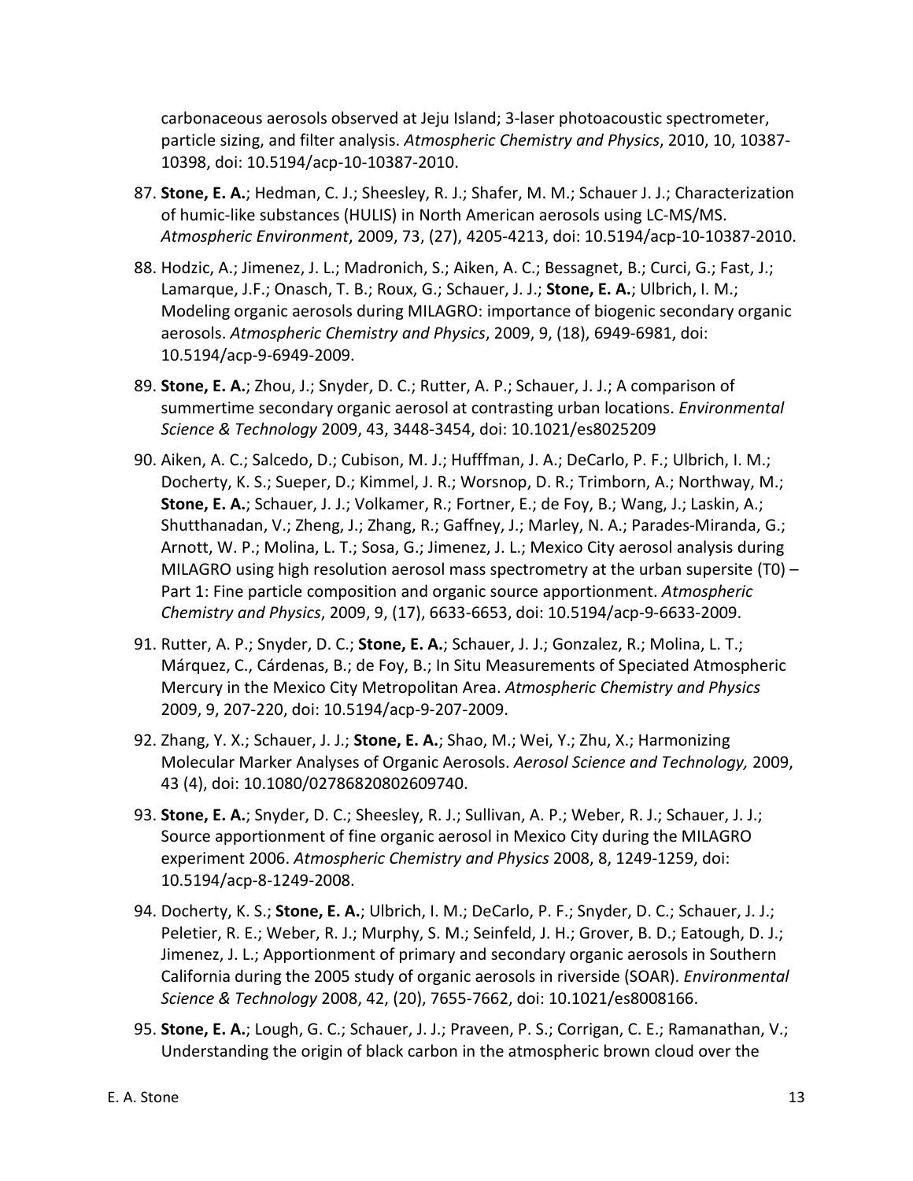carbonaceous aerosols observed at Jeju Island; 3-laser photoacoustic spectrometer, particle sizing, and filter analysis. *Atmospheric Chemistry and Physics*, 2010, 10, 10387-10398, doi: 10.5194/acp-10-10387-2010.

87. **Stone, E. A.**; Hedman, C. J.; Sheesley, R. J.; Shafer, M. M.; Schauer J. J.; Characterization of humic-like substances (HULIS) in North American aerosols using LC-MS/MS. *Atmospheric Environment*, 2009, 73, (27), 4205-4213, doi: 10.5194/acp-10-10387-2010.

88. Hodzic, A.; Jimenez, J. L.; Madronich, S.; Aiken, A. C.; Bessagnet, B.; Curci, G.; Fast, J.; Lamarque, J.F.; Onasch, T. B.; Roux, G.; Schauer, J. J.; **Stone, E. A.**; Ulbrich, I. M.; Modeling organic aerosols during MILAGRO: importance of biogenic secondary organic aerosols. *Atmospheric Chemistry and Physics*, 2009, 9, (18), 6949-6981, doi: 10.5194/acp-9-6949-2009.

89. **Stone, E. A.**; Zhou, J.; Snyder, D. C.; Rutter, A. P.; Schauer, J. J.; A comparison of summertime secondary organic aerosol at contrasting urban locations. *Environmental Science & Technology* 2009, 43, 3448-3454, doi: 10.1021/es8025209

90. Aiken, A. C.; Salcedo, D.; Cubison, M. J.; Hufffman, J. A.; DeCarlo, P. F.; Ulbrich, I. M.; Docherty, K. S.; Sueper, D.; Kimmel, J. R.; Worsnop, D. R.; Trimborn, A.; Northway, M.; **Stone, E. A.**; Schauer, J. J.; Volkamer, R.; Fortner, E.; de Foy, B.; Wang, J.; Laskin, A.; Shutthanadan, V.; Zheng, J.; Zhang, R.; Gaffney, J.; Marley, N. A.; Parades-Miranda, G.; Arnott, W. P.; Molina, L. T.; Sosa, G.; Jimenez, J. L.; Mexico City aerosol analysis during MILAGRO using high resolution aerosol mass spectrometry at the urban supersite (T0) – Part 1: Fine particle composition and organic source apportionment. *Atmospheric Chemistry and Physics*, 2009, 9, (17), 6633-6653, doi: 10.5194/acp-9-6633-2009.

91. Rutter, A. P.; Snyder, D. C.; **Stone, E. A.**; Schauer, J. J.; Gonzalez, R.; Molina, L. T.; Márquez, C., Cárdenas, B.; de Foy, B.; In Situ Measurements of Speciated Atmospheric Mercury in the Mexico City Metropolitan Area. *Atmospheric Chemistry and Physics* 2009, 9, 207-220, doi: 10.5194/acp-9-207-2009.

92. Zhang, Y. X.; Schauer, J. J.; **Stone, E. A.**; Shao, M.; Wei, Y.; Zhu, X.; Harmonizing Molecular Marker Analyses of Organic Aerosols. *Aerosol Science and Technology,* 2009, 43 (4), doi: 10.1080/02786820802609740.

93. **Stone, E. A.**; Snyder, D. C.; Sheesley, R. J.; Sullivan, A. P.; Weber, R. J.; Schauer, J. J.; Source apportionment of fine organic aerosol in Mexico City during the MILAGRO experiment 2006. *Atmospheric Chemistry and Physics* 2008, 8, 1249-1259, doi: 10.5194/acp-8-1249-2008.

94. Docherty, K. S.; **Stone, E. A.**; Ulbrich, I. M.; DeCarlo, P. F.; Snyder, D. C.; Schauer, J. J.; Peletier, R. E.; Weber, R. J.; Murphy, S. M.; Seinfeld, J. H.; Grover, B. D.; Eatough, D. J.; Jimenez, J. L.; Apportionment of primary and secondary organic aerosols in Southern California during the 2005 study of organic aerosols in riverside (SOAR). *Environmental Science & Technology* 2008, 42, (20), 7655-7662, doi: 10.1021/es8008166.

95. **Stone, E. A.**; Lough, G. C.; Schauer, J. J.; Praveen, P. S.; Corrigan, C. E.; Ramanathan, V.; Understanding the origin of black carbon in the atmospheric brown cloud over the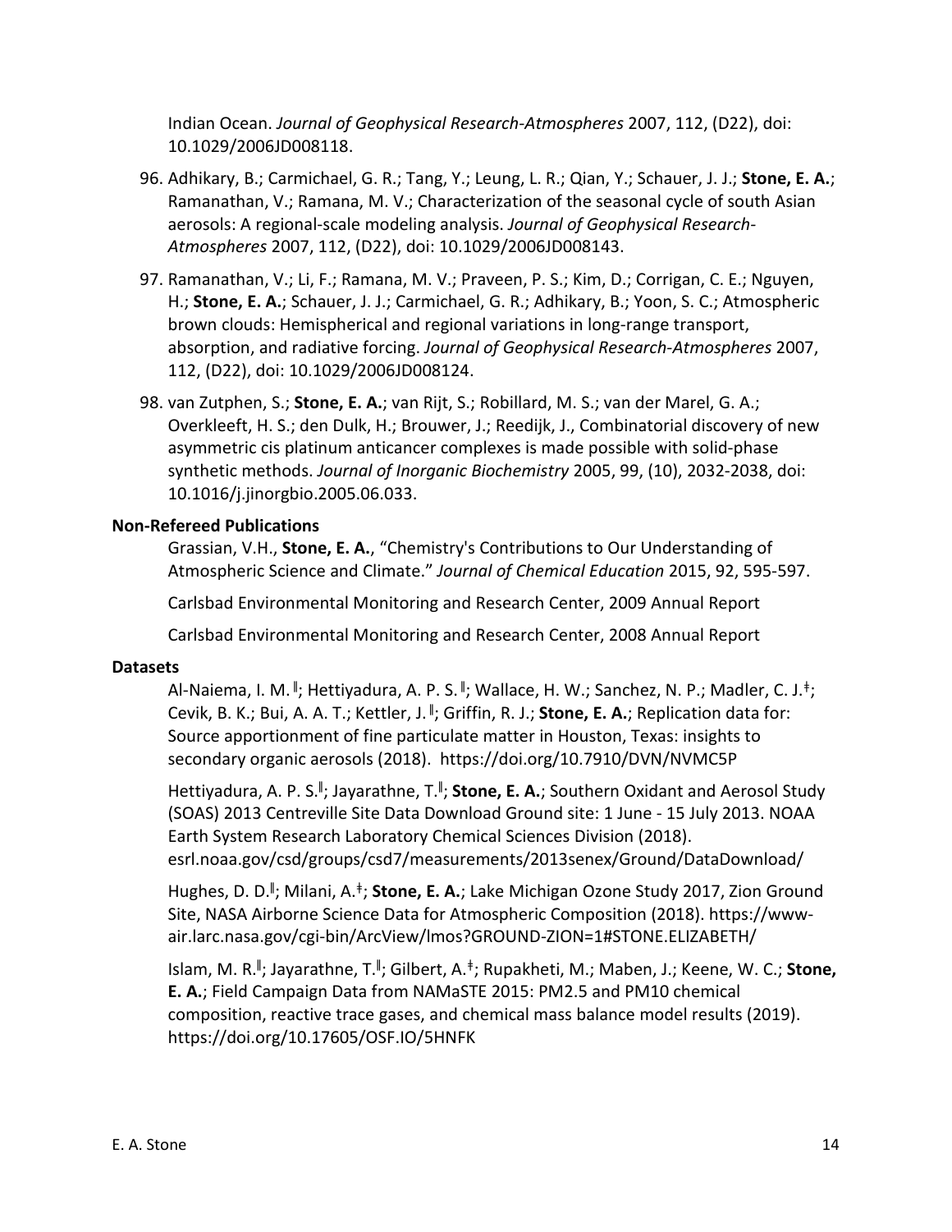Indian Ocean. *Journal of Geophysical Research-Atmospheres* 2007, 112, (D22), doi: 10.1029/2006JD008118.

96. Adhikary, B.; Carmichael, G. R.; Tang, Y.; Leung, L. R.; Qian, Y.; Schauer, J. J.; **Stone, E. A.**; Ramanathan, V.; Ramana, M. V.; Characterization of the seasonal cycle of south Asian aerosols: A regional-scale modeling analysis. *Journal of Geophysical Research-Atmospheres* 2007, 112, (D22), doi: 10.1029/2006JD008143.

97. Ramanathan, V.; Li, F.; Ramana, M. V.; Praveen, P. S.; Kim, D.; Corrigan, C. E.; Nguyen, H.; **Stone, E. A.**; Schauer, J. J.; Carmichael, G. R.; Adhikary, B.; Yoon, S. C.; Atmospheric brown clouds: Hemispherical and regional variations in long-range transport, absorption, and radiative forcing. *Journal of Geophysical Research-Atmospheres* 2007, 112, (D22), doi: 10.1029/2006JD008124.

98. van Zutphen, S.; **Stone, E. A.**; van Rijt, S.; Robillard, M. S.; van der Marel, G. A.; Overkleeft, H. S.; den Dulk, H.; Brouwer, J.; Reedijk, J., Combinatorial discovery of new asymmetric cis platinum anticancer complexes is made possible with solid-phase synthetic methods. *Journal of Inorganic Biochemistry* 2005, 99, (10), 2032-2038, doi: 10.1016/j.jinorgbio.2005.06.033.

**Non-Refereed Publications**

Grassian, V.H., **Stone, E. A.**, "Chemistry's Contributions to Our Understanding of Atmospheric Science and Climate." *Journal of Chemical Education* 2015, 92, 595-597.

Carlsbad Environmental Monitoring and Research Center, 2009 Annual Report

Carlsbad Environmental Monitoring and Research Center, 2008 Annual Report

**Datasets**

Al-Naiema, I. M.[‖]; Hettiyadura, A. P. S.[‖]; Wallace, H. W.; Sanchez, N. P.; Madler, C. J.[‡]; Cevik, B. K.; Bui, A. A. T.; Kettler, J.[‖]; Griffin, R. J.; **Stone, E. A.**; Replication data for: Source apportionment of fine particulate matter in Houston, Texas: insights to secondary organic aerosols (2018). https://doi.org/10.7910/DVN/NVMC5P

Hettiyadura, A. P. S.[‖]; Jayarathne, T.[‖]; **Stone, E. A.**; Southern Oxidant and Aerosol Study (SOAS) 2013 Centreville Site Data Download Ground site: 1 June - 15 July 2013. NOAA Earth System Research Laboratory Chemical Sciences Division (2018). esrl.noaa.gov/csd/groups/csd7/measurements/2013senex/Ground/DataDownload/

Hughes, D. D.[‖]; Milani, A.[‡]; **Stone, E. A.**; Lake Michigan Ozone Study 2017, Zion Ground Site, NASA Airborne Science Data for Atmospheric Composition (2018). https://www-air.larc.nasa.gov/cgi-bin/ArcView/lmos?GROUND-ZION=1#STONE.ELIZABETH/

Islam, M. R.[‖]; Jayarathne, T.[‖]; Gilbert, A.[‡]; Rupakheti, M.; Maben, J.; Keene, W. C.; **Stone, E. A.**; Field Campaign Data from NAMaSTE 2015: PM2.5 and PM10 chemical composition, reactive trace gases, and chemical mass balance model results (2019). https://doi.org/10.17605/OSF.IO/5HNFK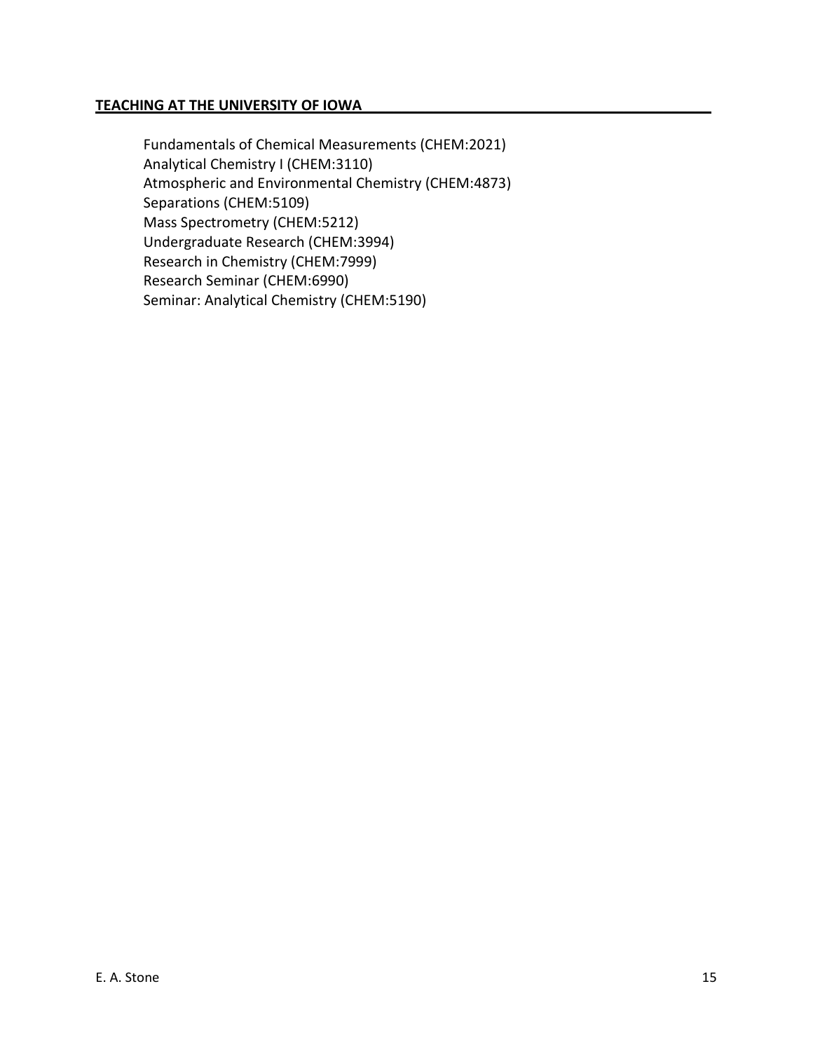## TEACHING AT THE UNIVERSITY OF IOWA

Fundamentals of Chemical Measurements (CHEM:2021)
Analytical Chemistry I (CHEM:3110)
Atmospheric and Environmental Chemistry (CHEM:4873)
Separations (CHEM:5109)
Mass Spectrometry (CHEM:5212)
Undergraduate Research (CHEM:3994)
Research in Chemistry (CHEM:7999)
Research Seminar (CHEM:6990)
Seminar: Analytical Chemistry (CHEM:5190)